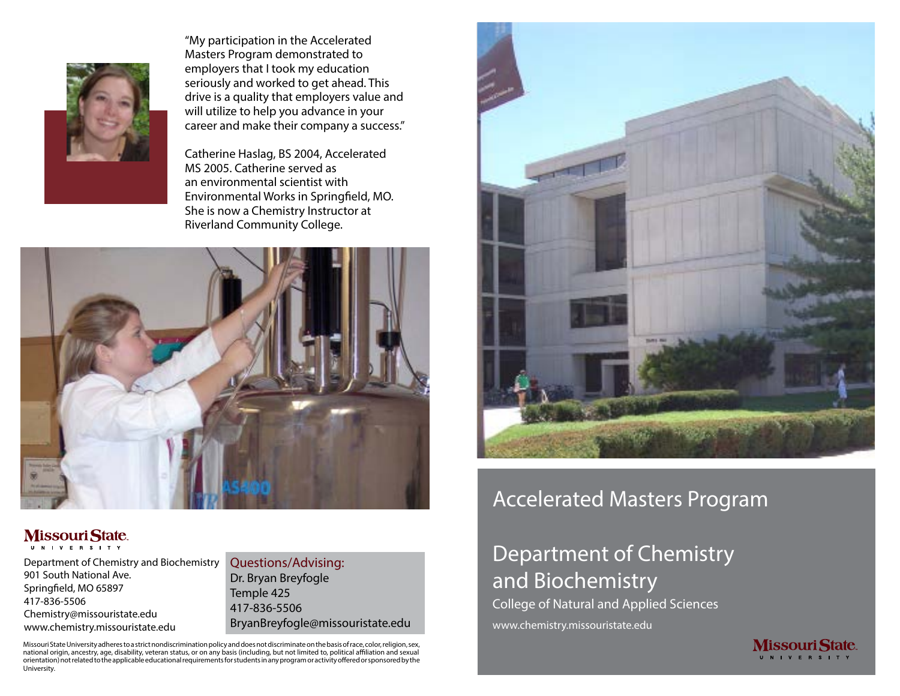"My participation in the Accelerated Masters Program demonstrated to employers that I took my education seriously and worked to get ahead. This drive is a quality that employers value and will utilize to help you advance in your career and make their company a success."

Catherine Haslag, BS 2004, Accelerated MS 2005. Catherine served as an environmental scientist with Environmental Works in Springfield, MO. She is now a Chemistry Instructor at Riverland Community College.

Missouri State University

Department of Chemistry and Biochemistry
901 South National Ave.
Springfield, MO 65897
417-836-5506
Chemistry@missouristate.edu
www.chemistry.missouristate.edu

**Questions/Advising:**
Dr. Bryan Breyfogle
Temple 425
417-836-5506
BryanBreyfogle@missouristate.edu

Missouri State University adheres to a strict nondiscrimination policy and does not discriminate on the basis of race, color, religion, sex, national origin, ancestry, age, disability, veteran status, or on any basis (including, but not limited to, political affiliation and sexual orientation) not related to the applicable educational requirements for students in any program or activity offered or sponsored by the University.

# Accelerated Masters Program

## Department of Chemistry and Biochemistry

College of Natural and Applied Sciences

www.chemistry.missouristate.edu

Missouri State University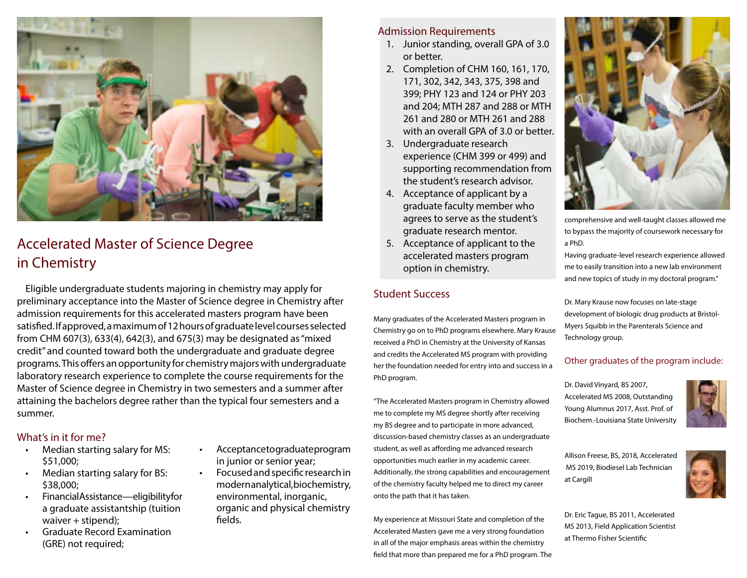# Accelerated Master of Science Degree in Chemistry

Eligible undergraduate students majoring in chemistry may apply for preliminary acceptance into the Master of Science degree in Chemistry after admission requirements for this accelerated masters program have been satisfied. If approved, a maximum of 12 hours of graduate level courses selected from CHM 607(3), 633(4), 642(3), and 675(3) may be designated as "mixed credit" and counted toward both the undergraduate and graduate degree programs. This offers an opportunity for chemistry majors with undergraduate laboratory research experience to complete the course requirements for the Master of Science degree in Chemistry in two semesters and a summer after attaining the bachelors degree rather than the typical four semesters and a summer.

## What's in it for me?

- Median starting salary for MS: $51,000;
- Median starting salary for BS: $38,000;
- Financial Assistance—eligibility for a graduate assistantship (tuition waiver + stipend);
- Graduate Record Examination (GRE) not required;
- Acceptance to graduate program in junior or senior year;
- Focused and specific research in modern analytical, biochemistry, environmental, inorganic, organic and physical chemistry fields.

## Admission Requirements

1. Junior standing, overall GPA of 3.0 or better.
2. Completion of CHM 160, 161, 170, 171, 302, 342, 343, 375, 398 and 399; PHY 123 and 124 or PHY 203 and 204; MTH 287 and 288 or MTH 261 and 280 or MTH 261 and 288 with an overall GPA of 3.0 or better.
3. Undergraduate research experience (CHM 399 or 499) and supporting recommendation from the student's research advisor.
4. Acceptance of applicant by a graduate faculty member who agrees to serve as the student's graduate research mentor.
5. Acceptance of applicant to the accelerated masters program option in chemistry.

## Student Success

Many graduates of the Accelerated Masters program in Chemistry go on to PhD programs elsewhere. Mary Krause received a PhD in Chemistry at the University of Kansas and credits the Accelerated MS program with providing her the foundation needed for entry into and success in a PhD program.

"The Accelerated Masters program in Chemistry allowed me to complete my MS degree shortly after receiving my BS degree and to participate in more advanced, discussion-based chemistry classes as an undergraduate student, as well as affording me advanced research opportunities much earlier in my academic career. Additionally, the strong capabilities and encouragement of the chemistry faculty helped me to direct my career onto the path that it has taken.

My experience at Missouri State and completion of the Accelerated Masters gave me a very strong foundation in all of the major emphasis areas within the chemistry field that more than prepared me for a PhD program. The comprehensive and well-taught classes allowed me to bypass the majority of coursework necessary for a PhD.

Having graduate-level research experience allowed me to easily transition into a new lab environment and new topics of study in my doctoral program."

Dr. Mary Krause now focuses on late-stage development of biologic drug products at Bristol-Myers Squibb in the Parenterals Science and Technology group.

## Other graduates of the program include:

Dr. David Vinyard, BS 2007, Accelerated MS 2008, Outstanding Young Alumnus 2017, Asst. Prof. of Biochem.-Louisiana State University

Allison Freese, BS, 2018, Accelerated MS 2019, Biodiesel Lab Technician at Cargill

Dr. Eric Tague, BS 2011, Accelerated MS 2013, Field Application Scientist at Thermo Fisher Scientific